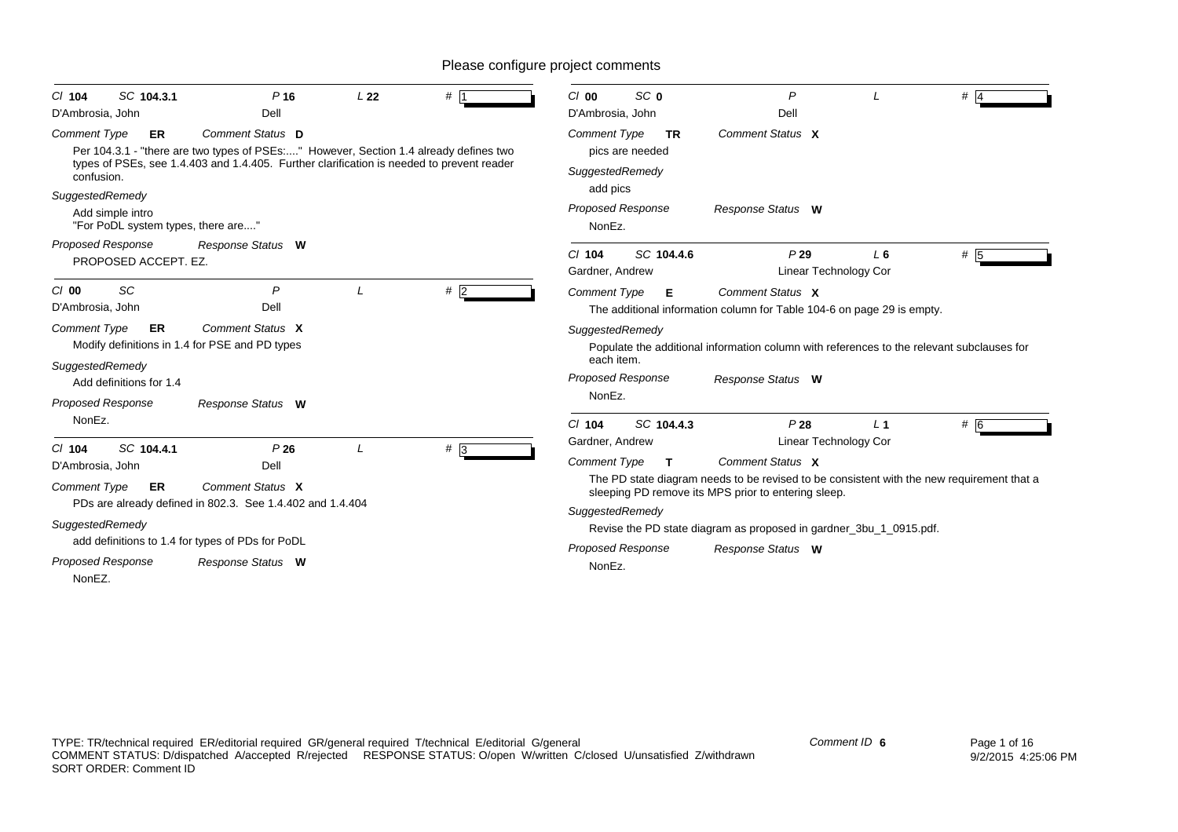# Please configure project comments

**Cl** 104 **SC** 104.3.1 **P** 16 **L** 22 **#** 1

D'Ambrosia, John — Dell

*Comment Type* **ER** *Comment Status* **D**

Per 104.3.1 - "there are two types of PSEs:...." However, Section 1.4 already defines two types of PSEs, see 1.4.403 and 1.4.405. Further clarification is needed to prevent reader confusion.

*SuggestedRemedy*

Add simple intro
"For PoDL system types, there are...."

*Proposed Response* *Response Status* **W**

PROPOSED ACCEPT. EZ.

---

**Cl** 00 **SC** **P** **L** **#** 2

D'Ambrosia, John — Dell

*Comment Type* **ER** *Comment Status* **X**

Modify definitions in 1.4 for PSE and PD types

*SuggestedRemedy*

Add definitions for 1.4

*Proposed Response* *Response Status* **W**

NonEz.

---

**Cl** 104 **SC** 104.4.1 **P** 26 **L** **#** 3

D'Ambrosia, John — Dell

*Comment Type* **ER** *Comment Status* **X**

PDs are already defined in 802.3. See 1.4.402 and 1.4.404

*SuggestedRemedy*

add definitions to 1.4 for types of PDs for PoDL

*Proposed Response* *Response Status* **W**

NonEZ.

---

**Cl** 00 **SC** 0 **P** **L** **#** 4

D'Ambrosia, John — Dell

*Comment Type* **TR** *Comment Status* **X**

pics are needed

*SuggestedRemedy*

add pics

*Proposed Response* *Response Status* **W**

NonEz.

---

**Cl** 104 **SC** 104.4.6 **P** 29 **L** 6 **#** 5

Gardner, Andrew — Linear Technology Cor

*Comment Type* **E** *Comment Status* **X**

The additional information column for Table 104-6 on page 29 is empty.

*SuggestedRemedy*

Populate the additional information column with references to the relevant subclauses for each item.

*Proposed Response* *Response Status* **W**

NonEz.

---

**Cl** 104 **SC** 104.4.3 **P** 28 **L** 1 **#** 6

Gardner, Andrew — Linear Technology Cor

*Comment Type* **T** *Comment Status* **X**

The PD state diagram needs to be revised to be consistent with the new requirement that a sleeping PD remove its MPS prior to entering sleep.

*SuggestedRemedy*

Revise the PD state diagram as proposed in gardner_3bu_1_0915.pdf.

*Proposed Response* *Response Status* **W**

NonEz.

---

TYPE: TR/technical required ER/editorial required GR/general required T/technical E/editorial G/general
COMMENT STATUS: D/dispatched A/accepted R/rejected RESPONSE STATUS: O/open W/written C/closed U/unsatisfied Z/withdrawn
SORT ORDER: Comment ID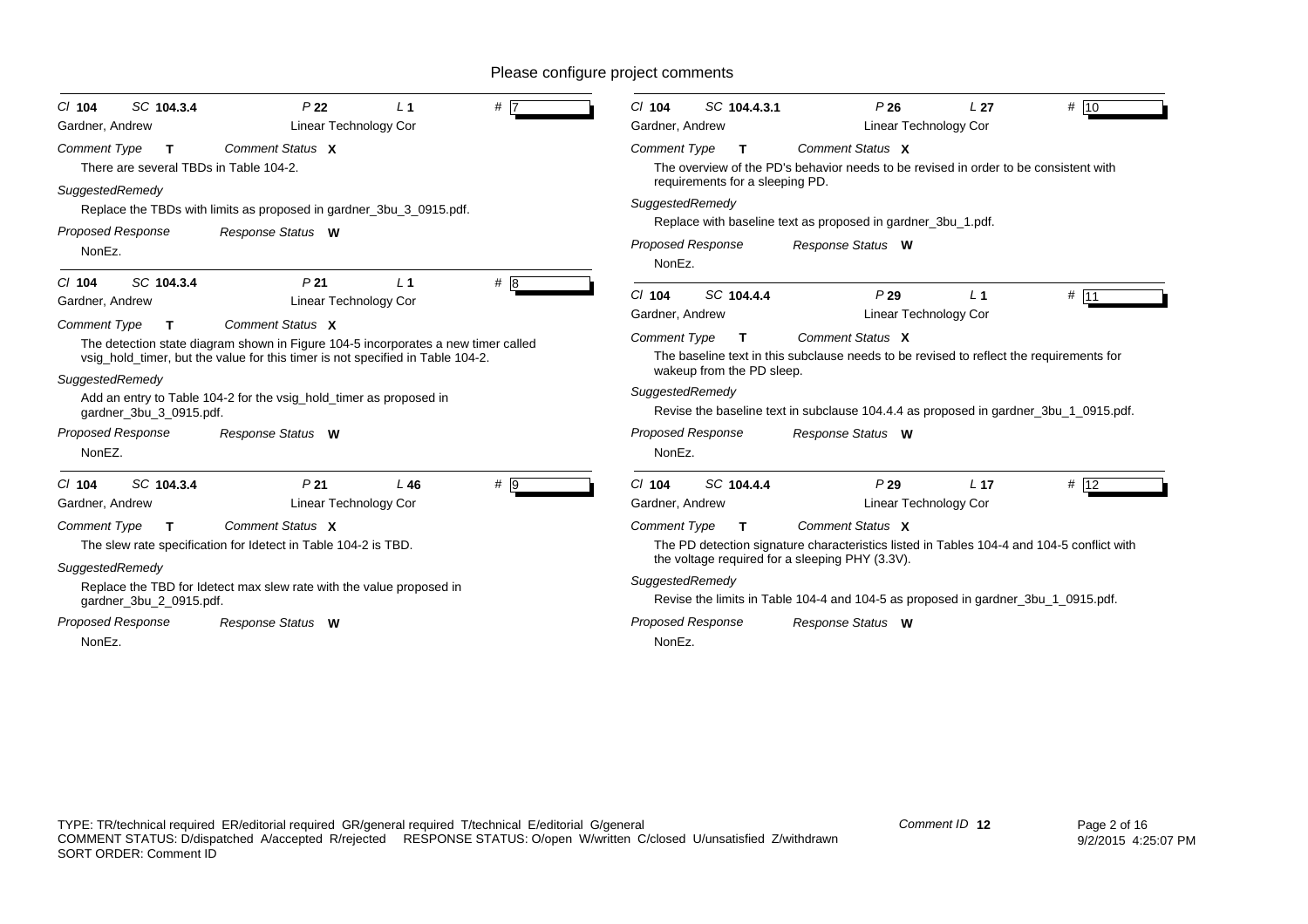Please configure project comments

---

**Cl** 104 **SC** 104.3.4 **P** 22 **L** 1 **#** 7
Gardner, Andrew — Linear Technology Cor

*Comment Type* **T** *Comment Status* **X**

There are several TBDs in Table 104-2.

*SuggestedRemedy*

Replace the TBDs with limits as proposed in gardner_3bu_3_0915.pdf.

*Proposed Response* *Response Status* **W**

NonEz.

---

**Cl** 104 **SC** 104.3.4 **P** 21 **L** 1 **#** 8
Gardner, Andrew — Linear Technology Cor

*Comment Type* **T** *Comment Status* **X**

The detection state diagram shown in Figure 104-5 incorporates a new timer called vsig_hold_timer, but the value for this timer is not specified in Table 104-2.

*SuggestedRemedy*

Add an entry to Table 104-2 for the vsig_hold_timer as proposed in gardner_3bu_3_0915.pdf.

*Proposed Response* *Response Status* **W**

NonEZ.

---

**Cl** 104 **SC** 104.3.4 **P** 21 **L** 46 **#** 9
Gardner, Andrew — Linear Technology Cor

*Comment Type* **T** *Comment Status* **X**

The slew rate specification for Idetect in Table 104-2 is TBD.

*SuggestedRemedy*

Replace the TBD for Idetect max slew rate with the value proposed in gardner_3bu_2_0915.pdf.

*Proposed Response* *Response Status* **W**

NonEz.

---

**Cl** 104 **SC** 104.4.3.1 **P** 26 **L** 27 **#** 10
Gardner, Andrew — Linear Technology Cor

*Comment Type* **T** *Comment Status* **X**

The overview of the PD's behavior needs to be revised in order to be consistent with requirements for a sleeping PD.

*SuggestedRemedy*

Replace with baseline text as proposed in gardner_3bu_1.pdf.

*Proposed Response* *Response Status* **W**

NonEz.

---

**Cl** 104 **SC** 104.4.4 **P** 29 **L** 1 **#** 11
Gardner, Andrew — Linear Technology Cor

*Comment Type* **T** *Comment Status* **X**

The baseline text in this subclause needs to be revised to reflect the requirements for wakeup from the PD sleep.

*SuggestedRemedy*

Revise the baseline text in subclause 104.4.4 as proposed in gardner_3bu_1_0915.pdf.

*Proposed Response* *Response Status* **W**

NonEz.

---

**Cl** 104 **SC** 104.4.4 **P** 29 **L** 17 **#** 12
Gardner, Andrew — Linear Technology Cor

*Comment Type* **T** *Comment Status* **X**

The PD detection signature characteristics listed in Tables 104-4 and 104-5 conflict with the voltage required for a sleeping PHY (3.3V).

*SuggestedRemedy*

Revise the limits in Table 104-4 and 104-5 as proposed in gardner_3bu_1_0915.pdf.

*Proposed Response* *Response Status* **W**

NonEz.

---

TYPE: TR/technical required ER/editorial required GR/general required T/technical E/editorial G/general
COMMENT STATUS: D/dispatched A/accepted R/rejected RESPONSE STATUS: O/open W/written C/closed U/unsatisfied Z/withdrawn
SORT ORDER: Comment ID

Comment ID **12**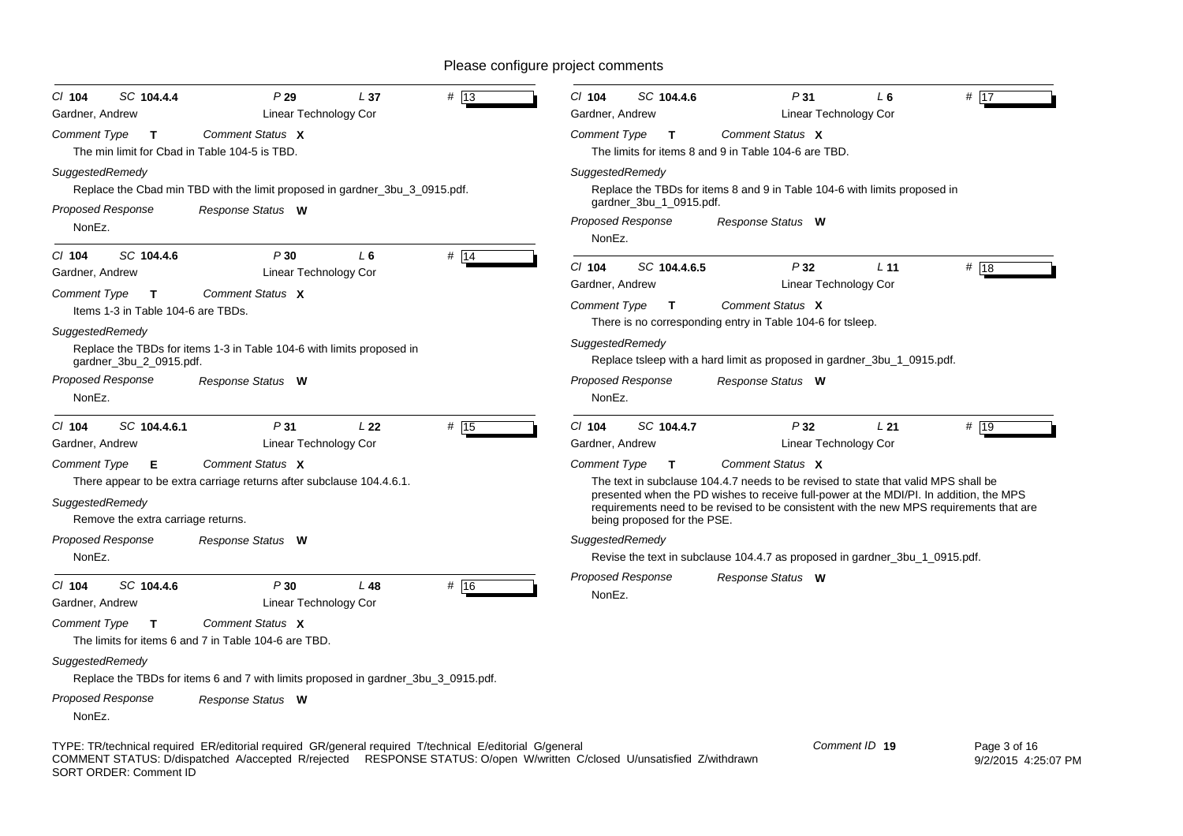# Please configure project comments

**Cl** 104 **SC** 104.4.4 **P** 29 **L** 37 **#** 13

Gardner, Andrew — Linear Technology Cor

*Comment Type* **T** *Comment Status* **X**

The min limit for Cbad in Table 104-5 is TBD.

*SuggestedRemedy*

Replace the Cbad min TBD with the limit proposed in gardner_3bu_3_0915.pdf.

*Proposed Response* *Response Status* **W**

NonEz.

---

**Cl** 104 **SC** 104.4.6 **P** 30 **L** 6 **#** 14

Gardner, Andrew — Linear Technology Cor

*Comment Type* **T** *Comment Status* **X**

Items 1-3 in Table 104-6 are TBDs.

*SuggestedRemedy*

Replace the TBDs for items 1-3 in Table 104-6 with limits proposed in gardner_3bu_2_0915.pdf.

*Proposed Response* *Response Status* **W**

NonEz.

---

**Cl** 104 **SC** 104.4.6.1 **P** 31 **L** 22 **#** 15

Gardner, Andrew — Linear Technology Cor

*Comment Type* **E** *Comment Status* **X**

There appear to be extra carriage returns after subclause 104.4.6.1.

*SuggestedRemedy*

Remove the extra carriage returns.

*Proposed Response* *Response Status* **W**

NonEz.

---

**Cl** 104 **SC** 104.4.6 **P** 30 **L** 48 **#** 16

Gardner, Andrew — Linear Technology Cor

*Comment Type* **T** *Comment Status* **X**

The limits for items 6 and 7 in Table 104-6 are TBD.

*SuggestedRemedy*

Replace the TBDs for items 6 and 7 with limits proposed in gardner_3bu_3_0915.pdf.

*Proposed Response* *Response Status* **W**

NonEz.

---

**Cl** 104 **SC** 104.4.6 **P** 31 **L** 6 **#** 17

Gardner, Andrew — Linear Technology Cor

*Comment Type* **T** *Comment Status* **X**

The limits for items 8 and 9 in Table 104-6 are TBD.

*SuggestedRemedy*

Replace the TBDs for items 8 and 9 in Table 104-6 with limits proposed in gardner_3bu_1_0915.pdf.

*Proposed Response* *Response Status* **W**

NonEz.

---

**Cl** 104 **SC** 104.4.6.5 **P** 32 **L** 11 **#** 18

Gardner, Andrew — Linear Technology Cor

*Comment Type* **T** *Comment Status* **X**

There is no corresponding entry in Table 104-6 for tsleep.

*SuggestedRemedy*

Replace tsleep with a hard limit as proposed in gardner_3bu_1_0915.pdf.

*Proposed Response* *Response Status* **W**

NonEz.

---

**Cl** 104 **SC** 104.4.7 **P** 32 **L** 21 **#** 19

Gardner, Andrew — Linear Technology Cor

*Comment Type* **T** *Comment Status* **X**

The text in subclause 104.4.7 needs to be revised to state that valid MPS shall be presented when the PD wishes to receive full-power at the MDI/PI. In addition, the MPS requirements need to be revised to be consistent with the new MPS requirements that are being proposed for the PSE.

*SuggestedRemedy*

Revise the text in subclause 104.4.7 as proposed in gardner_3bu_1_0915.pdf.

*Proposed Response* *Response Status* **W**

NonEz.

---

TYPE: TR/technical required ER/editorial required GR/general required T/technical E/editorial G/general
COMMENT STATUS: D/dispatched A/accepted R/rejected RESPONSE STATUS: O/open W/written C/closed U/unsatisfied Z/withdrawn
SORT ORDER: Comment ID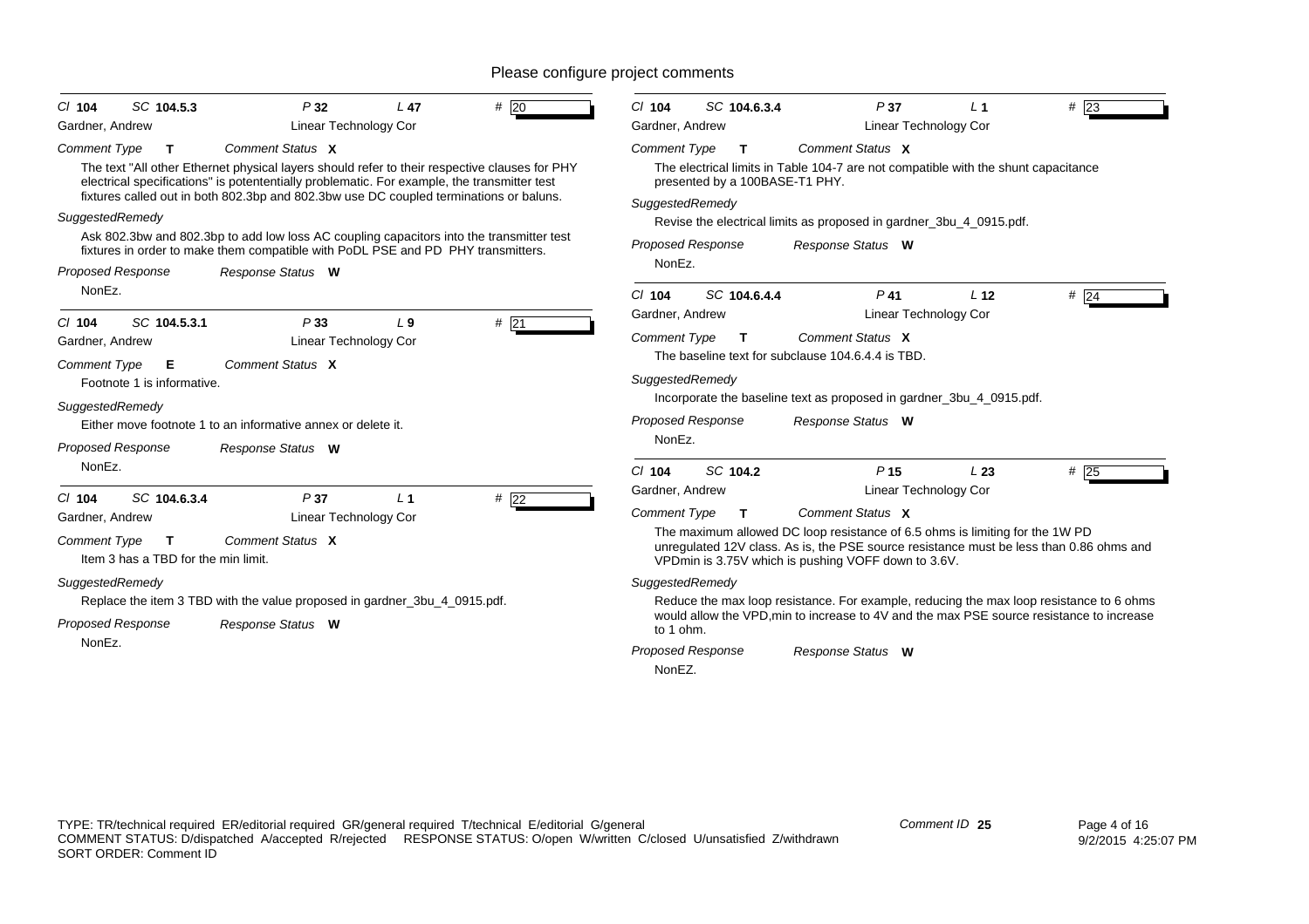Please configure project comments

---

Cl **104** SC **104.5.3** P **32** L **47** # 20

Gardner, Andrew — Linear Technology Cor

*Comment Type* **T** *Comment Status* **X**

The text "All other Ethernet physical layers should refer to their respective clauses for PHY electrical specifications" is potentionally problematic. For example, the transmitter test fixtures called out in both 802.3bp and 802.3bw use DC coupled terminations or baluns.

*SuggestedRemedy*

Ask 802.3bw and 802.3bp to add low loss AC coupling capacitors into the transmitter test fixtures in order to make them compatible with PoDL PSE and PD PHY transmitters.

*Proposed Response* *Response Status* **W**

NonEz.

---

Cl **104** SC **104.5.3.1** P **33** L **9** # 21

Gardner, Andrew — Linear Technology Cor

*Comment Type* **E** *Comment Status* **X**

Footnote 1 is informative.

*SuggestedRemedy*

Either move footnote 1 to an informative annex or delete it.

*Proposed Response* *Response Status* **W**

NonEz.

---

Cl **104** SC **104.6.3.4** P **37** L **1** # 22

Gardner, Andrew — Linear Technology Cor

*Comment Type* **T** *Comment Status* **X**

Item 3 has a TBD for the min limit.

*SuggestedRemedy*

Replace the item 3 TBD with the value proposed in gardner_3bu_4_0915.pdf.

*Proposed Response* *Response Status* **W**

NonEz.

---

Cl **104** SC **104.6.3.4** P **37** L **1** # 23

Gardner, Andrew — Linear Technology Cor

*Comment Type* **T** *Comment Status* **X**

The electrical limits in Table 104-7 are not compatible with the shunt capacitance presented by a 100BASE-T1 PHY.

*SuggestedRemedy*

Revise the electrical limits as proposed in gardner_3bu_4_0915.pdf.

*Proposed Response* *Response Status* **W**

NonEz.

---

Cl **104** SC **104.6.4.4** P **41** L **12** # 24

Gardner, Andrew — Linear Technology Cor

*Comment Type* **T** *Comment Status* **X**

The baseline text for subclause 104.6.4.4 is TBD.

*SuggestedRemedy*

Incorporate the baseline text as proposed in gardner_3bu_4_0915.pdf.

*Proposed Response* *Response Status* **W**

NonEz.

---

Cl **104** SC **104.2** P **15** L **23** # 25

Gardner, Andrew — Linear Technology Cor

*Comment Type* **T** *Comment Status* **X**

The maximum allowed DC loop resistance of 6.5 ohms is limiting for the 1W PD unregulated 12V class. As is, the PSE source resistance must be less than 0.86 ohms and VPDmin is 3.75V which is pushing VOFF down to 3.6V.

*SuggestedRemedy*

Reduce the max loop resistance. For example, reducing the max loop resistance to 6 ohms would allow the VPD,min to increase to 4V and the max PSE source resistance to increase to 1 ohm.

*Proposed Response* *Response Status* **W**

NonEZ.

---

TYPE: TR/technical required ER/editorial required GR/general required T/technical E/editorial G/general
COMMENT STATUS: D/dispatched A/accepted R/rejected RESPONSE STATUS: O/open W/written C/closed U/unsatisfied Z/withdrawn
SORT ORDER: Comment ID

Comment ID **25**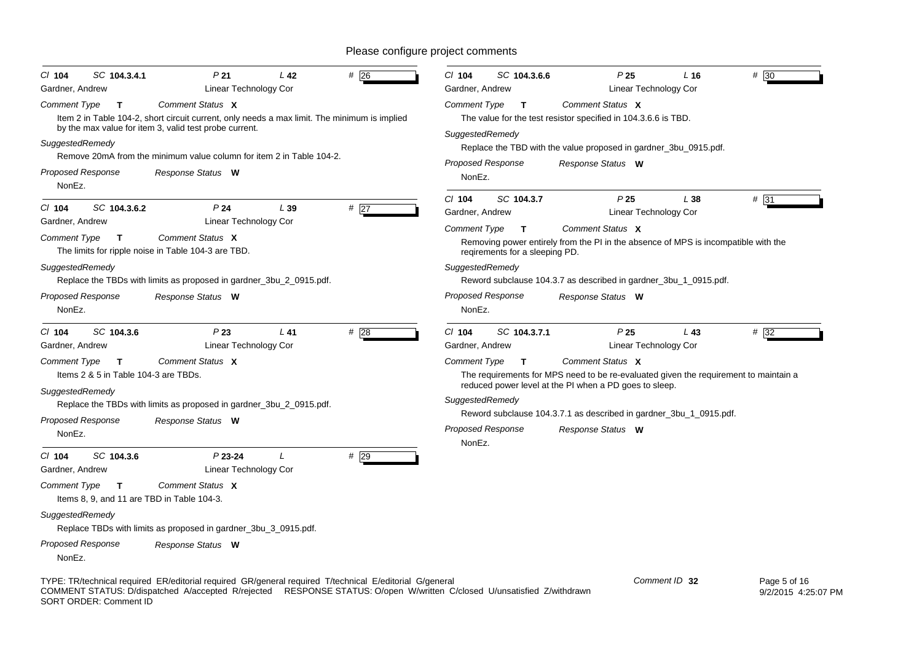Please configure project comments

**Cl** 104 **SC** 104.3.4.1 **P** 21 **L** 42 **#** 26
Gardner, Andrew — Linear Technology Cor

*Comment Type* **T** *Comment Status* **X**

Item 2 in Table 104-2, short circuit current, only needs a max limit. The minimum is implied by the max value for item 3, valid test probe current.

*SuggestedRemedy*

Remove 20mA from the minimum value column for item 2 in Table 104-2.

*Proposed Response* *Response Status* **W**

NonEz.

---

**Cl** 104 **SC** 104.3.6.2 **P** 24 **L** 39 **#** 27
Gardner, Andrew — Linear Technology Cor

*Comment Type* **T** *Comment Status* **X**

The limits for ripple noise in Table 104-3 are TBD.

*SuggestedRemedy*

Replace the TBDs with limits as proposed in gardner_3bu_2_0915.pdf.

*Proposed Response* *Response Status* **W**

NonEz.

---

**Cl** 104 **SC** 104.3.6 **P** 23 **L** 41 **#** 28
Gardner, Andrew — Linear Technology Cor

*Comment Type* **T** *Comment Status* **X**

Items 2 & 5 in Table 104-3 are TBDs.

*SuggestedRemedy*

Replace the TBDs with limits as proposed in gardner_3bu_2_0915.pdf.

*Proposed Response* *Response Status* **W**

NonEz.

---

**Cl** 104 **SC** 104.3.6 **P** 23-24 **L** **#** 29
Gardner, Andrew — Linear Technology Cor

*Comment Type* **T** *Comment Status* **X**

Items 8, 9, and 11 are TBD in Table 104-3.

*SuggestedRemedy*

Replace TBDs with limits as proposed in gardner_3bu_3_0915.pdf.

*Proposed Response* *Response Status* **W**

NonEz.

---

**Cl** 104 **SC** 104.3.6.6 **P** 25 **L** 16 **#** 30
Gardner, Andrew — Linear Technology Cor

*Comment Type* **T** *Comment Status* **X**

The value for the test resistor specified in 104.3.6.6 is TBD.

*SuggestedRemedy*

Replace the TBD with the value proposed in gardner_3bu_0915.pdf.

*Proposed Response* *Response Status* **W**

NonEz.

---

**Cl** 104 **SC** 104.3.7 **P** 25 **L** 38 **#** 31
Gardner, Andrew — Linear Technology Cor

*Comment Type* **T** *Comment Status* **X**

Removing power entirely from the PI in the absence of MPS is incompatible with the reqirements for a sleeping PD.

*SuggestedRemedy*

Reword subclause 104.3.7 as described in gardner_3bu_1_0915.pdf.

*Proposed Response* *Response Status* **W**

NonEz.

---

**Cl** 104 **SC** 104.3.7.1 **P** 25 **L** 43 **#** 32
Gardner, Andrew — Linear Technology Cor

*Comment Type* **T** *Comment Status* **X**

The requirements for MPS need to be re-evaluated given the requirement to maintain a reduced power level at the PI when a PD goes to sleep.

*SuggestedRemedy*

Reword subclause 104.3.7.1 as described in gardner_3bu_1_0915.pdf.

*Proposed Response* *Response Status* **W**

NonEz.

---

TYPE: TR/technical required ER/editorial required GR/general required T/technical E/editorial G/general
COMMENT STATUS: D/dispatched A/accepted R/rejected RESPONSE STATUS: O/open W/written C/closed U/unsatisfied Z/withdrawn
SORT ORDER: Comment ID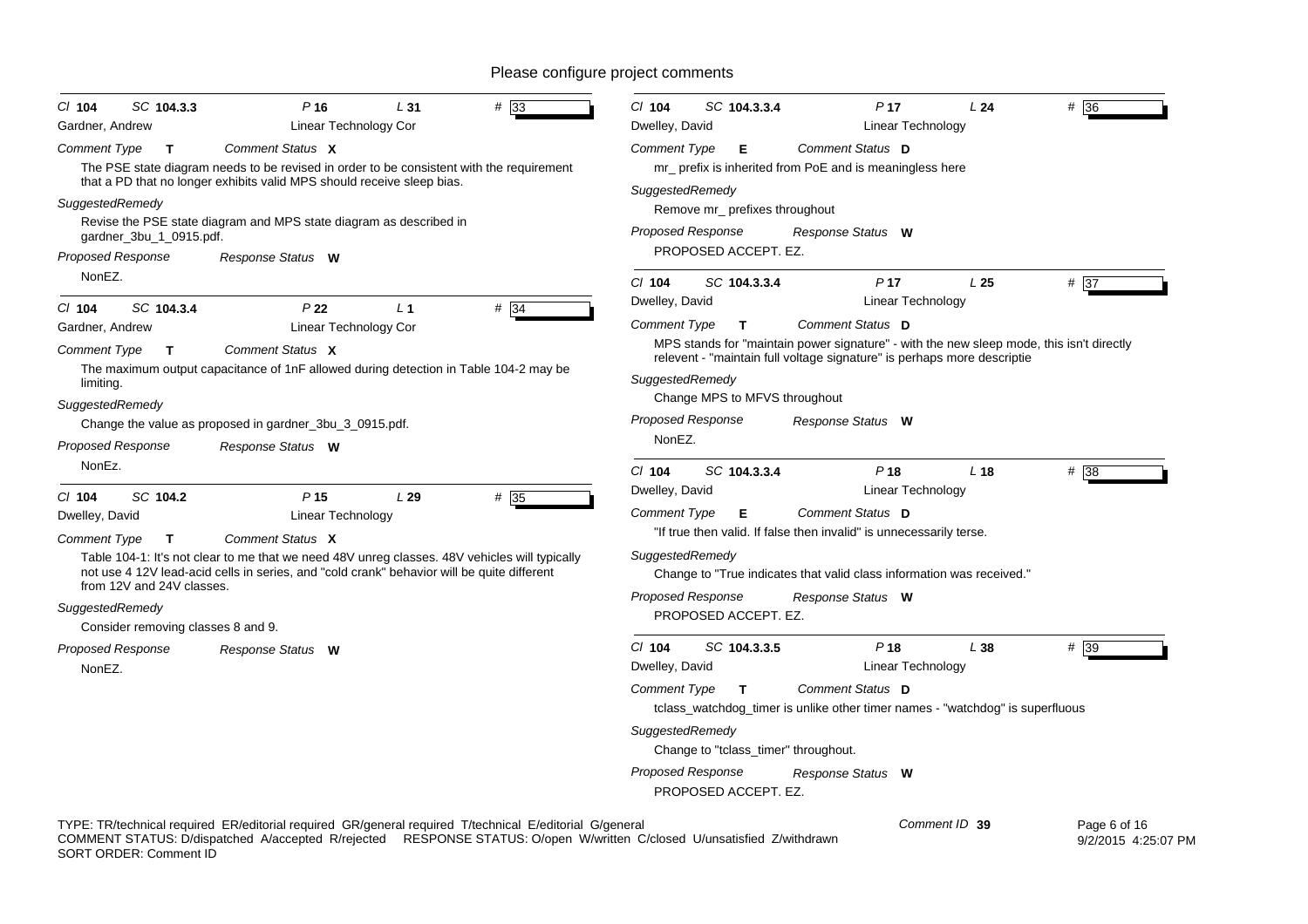# Please configure project comments

**Cl** 104 **SC** 104.3.3 **P** 16 **L** 31 **#** 33

Gardner, Andrew — Linear Technology Cor

*Comment Type* **T** *Comment Status* **X**

The PSE state diagram needs to be revised in order to be consistent with the requirement that a PD that no longer exhibits valid MPS should receive sleep bias.

*SuggestedRemedy*

Revise the PSE state diagram and MPS state diagram as described in gardner_3bu_1_0915.pdf.

*Proposed Response* *Response Status* **W**

NonEZ.

---

**Cl** 104 **SC** 104.3.4 **P** 22 **L** 1 **#** 34

Gardner, Andrew — Linear Technology Cor

*Comment Type* **T** *Comment Status* **X**

The maximum output capacitance of 1nF allowed during detection in Table 104-2 may be limiting.

*SuggestedRemedy*

Change the value as proposed in gardner_3bu_3_0915.pdf.

*Proposed Response* *Response Status* **W**

NonEz.

---

**Cl** 104 **SC** 104.2 **P** 15 **L** 29 **#** 35

Dwelley, David — Linear Technology

*Comment Type* **T** *Comment Status* **X**

Table 104-1: It's not clear to me that we need 48V unreg classes. 48V vehicles will typically not use 4 12V lead-acid cells in series, and "cold crank" behavior will be quite different from 12V and 24V classes.

*SuggestedRemedy*

Consider removing classes 8 and 9.

*Proposed Response* *Response Status* **W**

NonEZ.

---

**Cl** 104 **SC** 104.3.3.4 **P** 17 **L** 24 **#** 36

Dwelley, David — Linear Technology

*Comment Type* **E** *Comment Status* **D**

mr_ prefix is inherited from PoE and is meaningless here

*SuggestedRemedy*

Remove mr_ prefixes throughout

*Proposed Response* *Response Status* **W**

PROPOSED ACCEPT. EZ.

---

**Cl** 104 **SC** 104.3.3.4 **P** 17 **L** 25 **#** 37

Dwelley, David — Linear Technology

*Comment Type* **T** *Comment Status* **D**

MPS stands for "maintain power signature" - with the new sleep mode, this isn't directly relevent - "maintain full voltage signature" is perhaps more descriptie

*SuggestedRemedy*

Change MPS to MFVS throughout

*Proposed Response* *Response Status* **W**

NonEZ.

---

**Cl** 104 **SC** 104.3.3.4 **P** 18 **L** 18 **#** 38

Dwelley, David — Linear Technology

*Comment Type* **E** *Comment Status* **D**

"If true then valid. If false then invalid" is unnecessarily terse.

*SuggestedRemedy*

Change to "True indicates that valid class information was received."

*Proposed Response* *Response Status* **W**

PROPOSED ACCEPT. EZ.

---

**Cl** 104 **SC** 104.3.3.5 **P** 18 **L** 38 **#** 39

Dwelley, David — Linear Technology

*Comment Type* **T** *Comment Status* **D**

tclass_watchdog_timer is unlike other timer names - "watchdog" is superfluous

*SuggestedRemedy*

Change to "tclass_timer" throughout.

*Proposed Response* *Response Status* **W**

PROPOSED ACCEPT. EZ.

---

TYPE: TR/technical required ER/editorial required GR/general required T/technical E/editorial G/general
COMMENT STATUS: D/dispatched A/accepted R/rejected RESPONSE STATUS: O/open W/written C/closed U/unsatisfied Z/withdrawn
SORT ORDER: Comment ID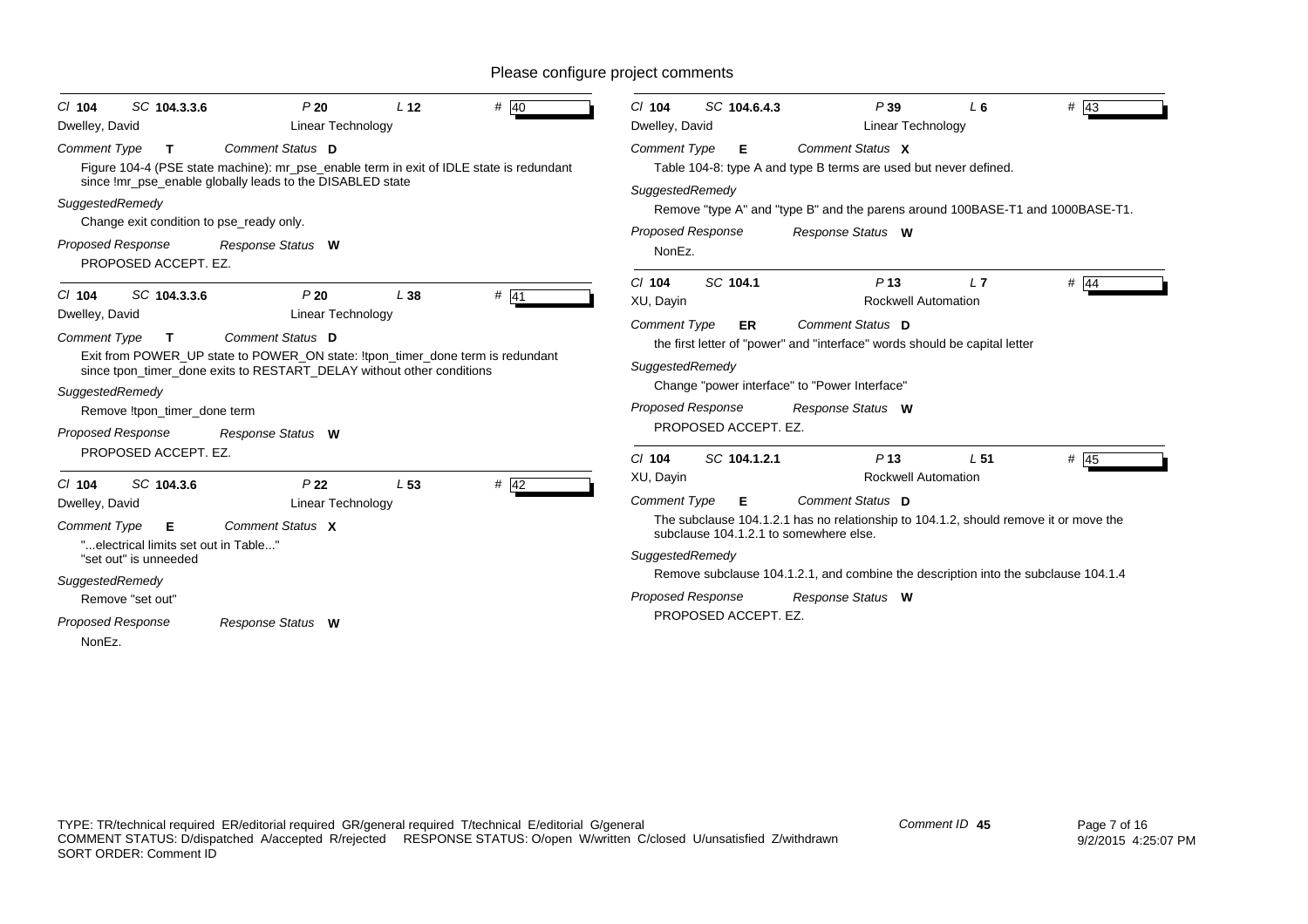Please configure project comments

---

**Cl** 104 **SC** 104.3.3.6 **P** 20 **L** 12 **#** 40

Dwelley, David — Linear Technology

*Comment Type* **T** *Comment Status* **D**

Figure 104-4 (PSE state machine): mr_pse_enable term in exit of IDLE state is redundant since !mr_pse_enable globally leads to the DISABLED state

*SuggestedRemedy*

Change exit condition to pse_ready only.

*Proposed Response* *Response Status* **W**

PROPOSED ACCEPT. EZ.

---

**Cl** 104 **SC** 104.3.3.6 **P** 20 **L** 38 **#** 41

Dwelley, David — Linear Technology

*Comment Type* **T** *Comment Status* **D**

Exit from POWER_UP state to POWER_ON state: !tpon_timer_done term is redundant since tpon_timer_done exits to RESTART_DELAY without other conditions

*SuggestedRemedy*

Remove !tpon_timer_done term

*Proposed Response* *Response Status* **W**

PROPOSED ACCEPT. EZ.

---

**Cl** 104 **SC** 104.3.6 **P** 22 **L** 53 **#** 42

Dwelley, David — Linear Technology

*Comment Type* **E** *Comment Status* **X**

"...electrical limits set out in Table..."
"set out" is unneeded

*SuggestedRemedy*

Remove "set out"

*Proposed Response* *Response Status* **W**

NonEz.

---

**Cl** 104 **SC** 104.6.4.3 **P** 39 **L** 6 **#** 43

Dwelley, David — Linear Technology

*Comment Type* **E** *Comment Status* **X**

Table 104-8: type A and type B terms are used but never defined.

*SuggestedRemedy*

Remove "type A" and "type B" and the parens around 100BASE-T1 and 1000BASE-T1.

*Proposed Response* *Response Status* **W**

NonEz.

---

**Cl** 104 **SC** 104.1 **P** 13 **L** 7 **#** 44

XU, Dayin — Rockwell Automation

*Comment Type* **ER** *Comment Status* **D**

the first letter of "power" and "interface" words should be capital letter

*SuggestedRemedy*

Change "power interface" to "Power Interface"

*Proposed Response* *Response Status* **W**

PROPOSED ACCEPT. EZ.

---

**Cl** 104 **SC** 104.1.2.1 **P** 13 **L** 51 **#** 45

XU, Dayin — Rockwell Automation

*Comment Type* **E** *Comment Status* **D**

The subclause 104.1.2.1 has no relationship to 104.1.2, should remove it or move the subclause 104.1.2.1 to somewhere else.

*SuggestedRemedy*

Remove subclause 104.1.2.1, and combine the description into the subclause 104.1.4

*Proposed Response* *Response Status* **W**

PROPOSED ACCEPT. EZ.

---

TYPE: TR/technical required ER/editorial required GR/general required T/technical E/editorial G/general
COMMENT STATUS: D/dispatched A/accepted R/rejected RESPONSE STATUS: O/open W/written C/closed U/unsatisfied Z/withdrawn
SORT ORDER: Comment ID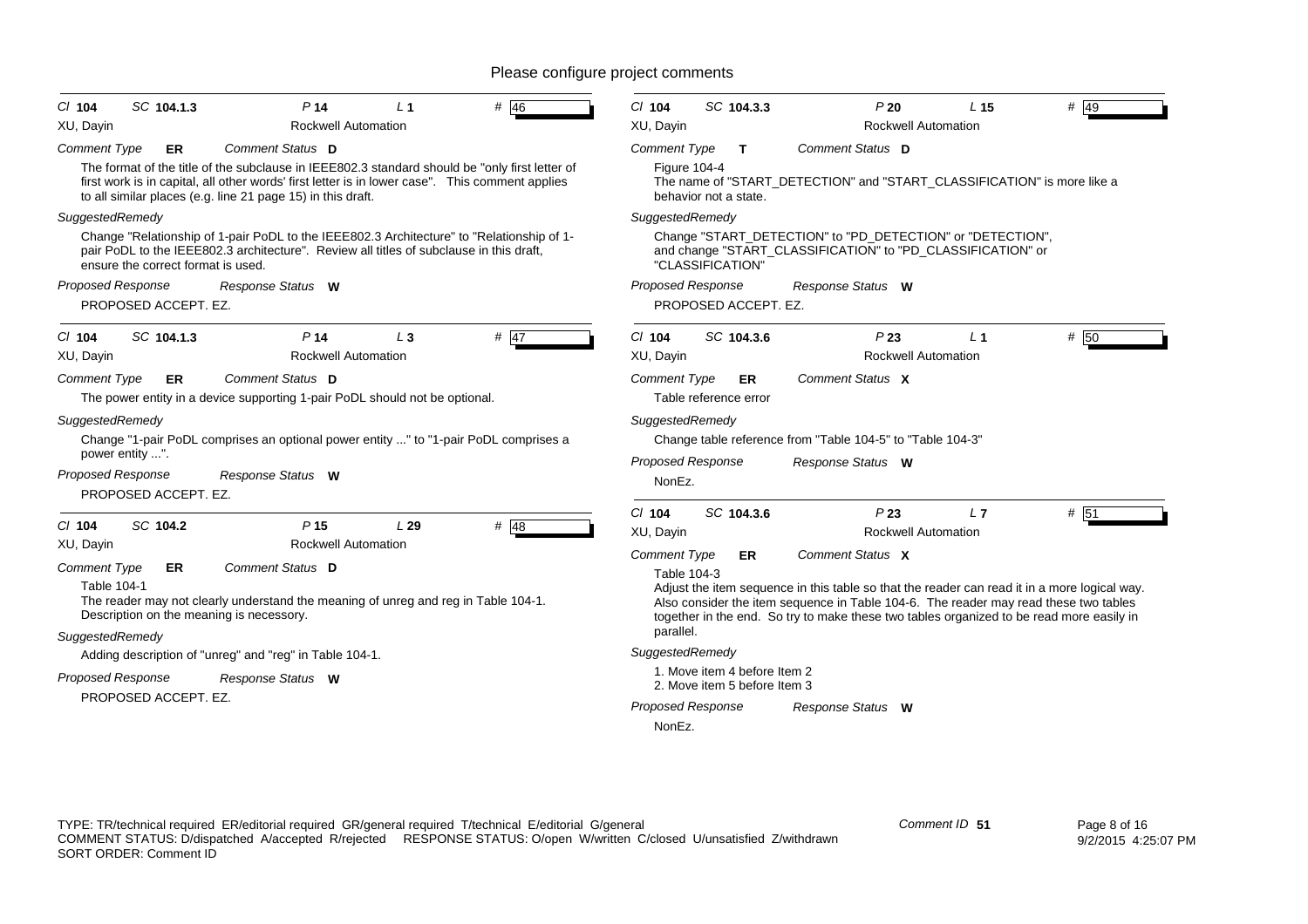Please configure project comments

---

**Cl 104 SC 104.1.3 P 14 L 1 # 46**

XU, Dayin — Rockwell Automation

*Comment Type* **ER** *Comment Status* **D**

The format of the title of the subclause in IEEE802.3 standard should be "only first letter of first work is in capital, all other words' first letter is in lower case". This comment applies to all similar places (e.g. line 21 page 15) in this draft.

*SuggestedRemedy*

Change "Relationship of 1-pair PoDL to the IEEE802.3 Architecture" to "Relationship of 1-pair PoDL to the IEEE802.3 architecture". Review all titles of subclause in this draft, ensure the correct format is used.

*Proposed Response* *Response Status* **W**

PROPOSED ACCEPT. EZ.

---

**Cl 104 SC 104.1.3 P 14 L 3 # 47**

XU, Dayin — Rockwell Automation

*Comment Type* **ER** *Comment Status* **D**

The power entity in a device supporting 1-pair PoDL should not be optional.

*SuggestedRemedy*

Change "1-pair PoDL comprises an optional power entity ..." to "1-pair PoDL comprises a power entity ...".

*Proposed Response* *Response Status* **W**

PROPOSED ACCEPT. EZ.

---

**Cl 104 SC 104.2 P 15 L 29 # 48**

XU, Dayin — Rockwell Automation

*Comment Type* **ER** *Comment Status* **D**

Table 104-1
The reader may not clearly understand the meaning of unreg and reg in Table 104-1. Description on the meaning is necessary.

*SuggestedRemedy*

Adding description of "unreg" and "reg" in Table 104-1.

*Proposed Response* *Response Status* **W**

PROPOSED ACCEPT. EZ.

---

**Cl 104 SC 104.3.3 P 20 L 15 # 49**

XU, Dayin — Rockwell Automation

*Comment Type* **T** *Comment Status* **D**

Figure 104-4
The name of "START_DETECTION" and "START_CLASSIFICATION" is more like a behavior not a state.

*SuggestedRemedy*

Change "START_DETECTION" to "PD_DETECTION" or "DETECTION", and change "START_CLASSIFICATION" to "PD_CLASSIFICATION" or "CLASSIFICATION"

*Proposed Response* *Response Status* **W**

PROPOSED ACCEPT. EZ.

---

**Cl 104 SC 104.3.6 P 23 L 1 # 50**

XU, Dayin — Rockwell Automation

*Comment Type* **ER** *Comment Status* **X**

Table reference error

*SuggestedRemedy*

Change table reference from "Table 104-5" to "Table 104-3"

*Proposed Response* *Response Status* **W**

NonEz.

---

**Cl 104 SC 104.3.6 P 23 L 7 # 51**

XU, Dayin — Rockwell Automation

*Comment Type* **ER** *Comment Status* **X**

Table 104-3
Adjust the item sequence in this table so that the reader can read it in a more logical way. Also consider the item sequence in Table 104-6. The reader may read these two tables together in the end. So try to make these two tables organized to be read more easily in parallel.

*SuggestedRemedy*

1. Move item 4 before Item 2
2. Move item 5 before Item 3

*Proposed Response* *Response Status* **W**

NonEz.

---

TYPE: TR/technical required ER/editorial required GR/general required T/technical E/editorial G/general
COMMENT STATUS: D/dispatched A/accepted R/rejected RESPONSE STATUS: O/open W/written C/closed U/unsatisfied Z/withdrawn
SORT ORDER: Comment ID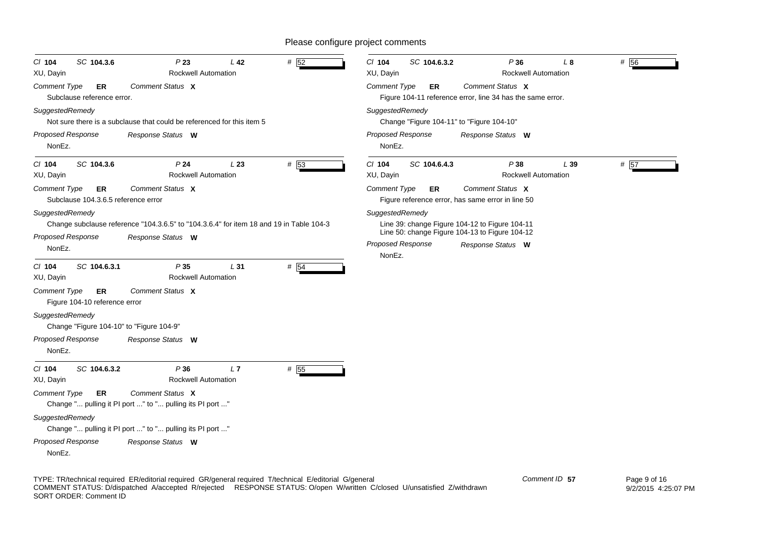Please configure project comments

**Cl** 104 **SC** 104.3.6 **P** 23 **L** 42 **#** 52

XU, Dayin — Rockwell Automation

*Comment Type* **ER** *Comment Status* **X**

Subclause reference error.

*SuggestedRemedy*

Not sure there is a subclause that could be referenced for this item 5

*Proposed Response* *Response Status* **W**

NonEz.

---

**Cl** 104 **SC** 104.3.6 **P** 24 **L** 23 **#** 53

XU, Dayin — Rockwell Automation

*Comment Type* **ER** *Comment Status* **X**

Subclause 104.3.6.5 reference error

*SuggestedRemedy*

Change subclause reference "104.3.6.5" to "104.3.6.4" for item 18 and 19 in Table 104-3

*Proposed Response* *Response Status* **W**

NonEz.

---

**Cl** 104 **SC** 104.6.3.1 **P** 35 **L** 31 **#** 54

XU, Dayin — Rockwell Automation

*Comment Type* **ER** *Comment Status* **X**

Figure 104-10 reference error

*SuggestedRemedy*

Change "Figure 104-10" to "Figure 104-9"

*Proposed Response* *Response Status* **W**

NonEz.

---

**Cl** 104 **SC** 104.6.3.2 **P** 36 **L** 7 **#** 55

XU, Dayin — Rockwell Automation

*Comment Type* **ER** *Comment Status* **X**

Change "... pulling it PI port ..." to "... pulling its PI port ..."

*SuggestedRemedy*

Change "... pulling it PI port ..." to "... pulling its PI port ..."

*Proposed Response* *Response Status* **W**

NonEz.

---

**Cl** 104 **SC** 104.6.3.2 **P** 36 **L** 8 **#** 56

XU, Dayin — Rockwell Automation

*Comment Type* **ER** *Comment Status* **X**

Figure 104-11 reference error, line 34 has the same error.

*SuggestedRemedy*

Change "Figure 104-11" to "Figure 104-10"

*Proposed Response* *Response Status* **W**

NonEz.

---

**Cl** 104 **SC** 104.6.4.3 **P** 38 **L** 39 **#** 57

XU, Dayin — Rockwell Automation

*Comment Type* **ER** *Comment Status* **X**

Figure reference error, has same error in line 50

*SuggestedRemedy*

Line 39: change Figure 104-12 to Figure 104-11
Line 50: change Figure 104-13 to Figure 104-12

*Proposed Response* *Response Status* **W**

NonEz.

---

TYPE: TR/technical required ER/editorial required GR/general required T/technical E/editorial G/general
COMMENT STATUS: D/dispatched A/accepted R/rejected RESPONSE STATUS: O/open W/written C/closed U/unsatisfied Z/withdrawn
SORT ORDER: Comment ID

Comment ID **57**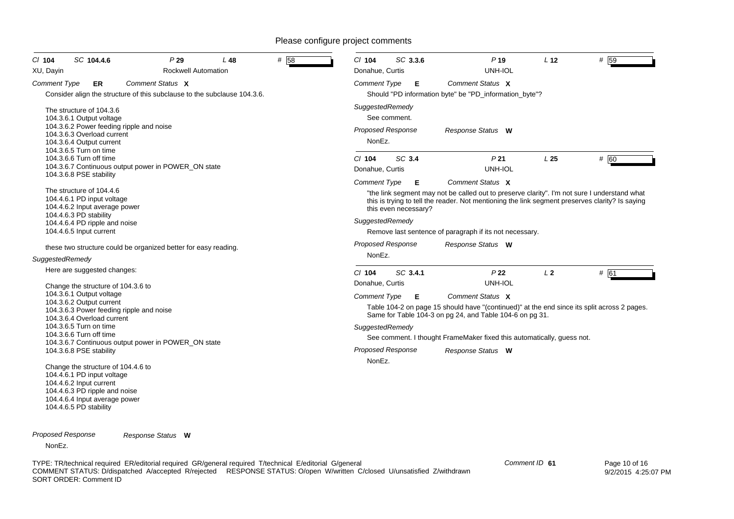Please configure project comments

**Cl** 104 **SC** 104.4.6 **P** 29 **L** 48 **#** 58

XU, Dayin — Rockwell Automation

*Comment Type* **ER** *Comment Status* **X**

Consider align the structure of this subclause to the subclause 104.3.6.

The structure of 104.3.6
104.3.6.1 Output voltage
104.3.6.2 Power feeding ripple and noise
104.3.6.3 Overload current
104.3.6.4 Output current
104.3.6.5 Turn on time
104.3.6.6 Turn off time
104.3.6.7 Continuous output power in POWER_ON state
104.3.6.8 PSE stability

The structure of 104.4.6
104.4.6.1 PD input voltage
104.4.6.2 Input average power
104.4.6.3 PD stability
104.4.6.4 PD ripple and noise
104.4.6.5 Input current

these two structure could be organized better for easy reading.

*SuggestedRemedy*

Here are suggested changes:

Change the structure of 104.3.6 to
104.3.6.1 Output voltage
104.3.6.2 Output current
104.3.6.3 Power feeding ripple and noise
104.3.6.4 Overload current
104.3.6.5 Turn on time
104.3.6.6 Turn off time
104.3.6.7 Continuous output power in POWER_ON state
104.3.6.8 PSE stability

Change the structure of 104.4.6 to
104.4.6.1 PD input voltage
104.4.6.2 Input current
104.4.6.3 PD ripple and noise
104.4.6.4 Input average power
104.4.6.5 PD stability

*Proposed Response* *Response Status* **W**

NonEz.

---

**Cl** 104 **SC** 3.3.6 **P** 19 **L** 12 **#** 59

Donahue, Curtis — UNH-IOL

*Comment Type* **E** *Comment Status* **X**

Should "PD information byte" be "PD_information_byte"?

*SuggestedRemedy*

See comment.

*Proposed Response* *Response Status* **W**

NonEz.

---

**Cl** 104 **SC** 3.4 **P** 21 **L** 25 **#** 60

Donahue, Curtis — UNH-IOL

*Comment Type* **E** *Comment Status* **X**

"the link segment may not be called out to preserve clarity". I'm not sure I understand what this is trying to tell the reader. Not mentioning the link segment preserves clarity? Is saying this even necessary?

*SuggestedRemedy*

Remove last sentence of paragraph if its not necessary.

*Proposed Response* *Response Status* **W**

NonEz.

---

**Cl** 104 **SC** 3.4.1 **P** 22 **L** 2 **#** 61

Donahue, Curtis — UNH-IOL

*Comment Type* **E** *Comment Status* **X**

Table 104-2 on page 15 should have "(continued)" at the end since its split across 2 pages. Same for Table 104-3 on pg 24, and Table 104-6 on pg 31.

*SuggestedRemedy*

See comment. I thought FrameMaker fixed this automatically, guess not.

*Proposed Response* *Response Status* **W**

NonEz.

---

TYPE: TR/technical required ER/editorial required GR/general required T/technical E/editorial G/general
COMMENT STATUS: D/dispatched A/accepted R/rejected RESPONSE STATUS: O/open W/written C/closed U/unsatisfied Z/withdrawn
SORT ORDER: Comment ID

Comment ID 61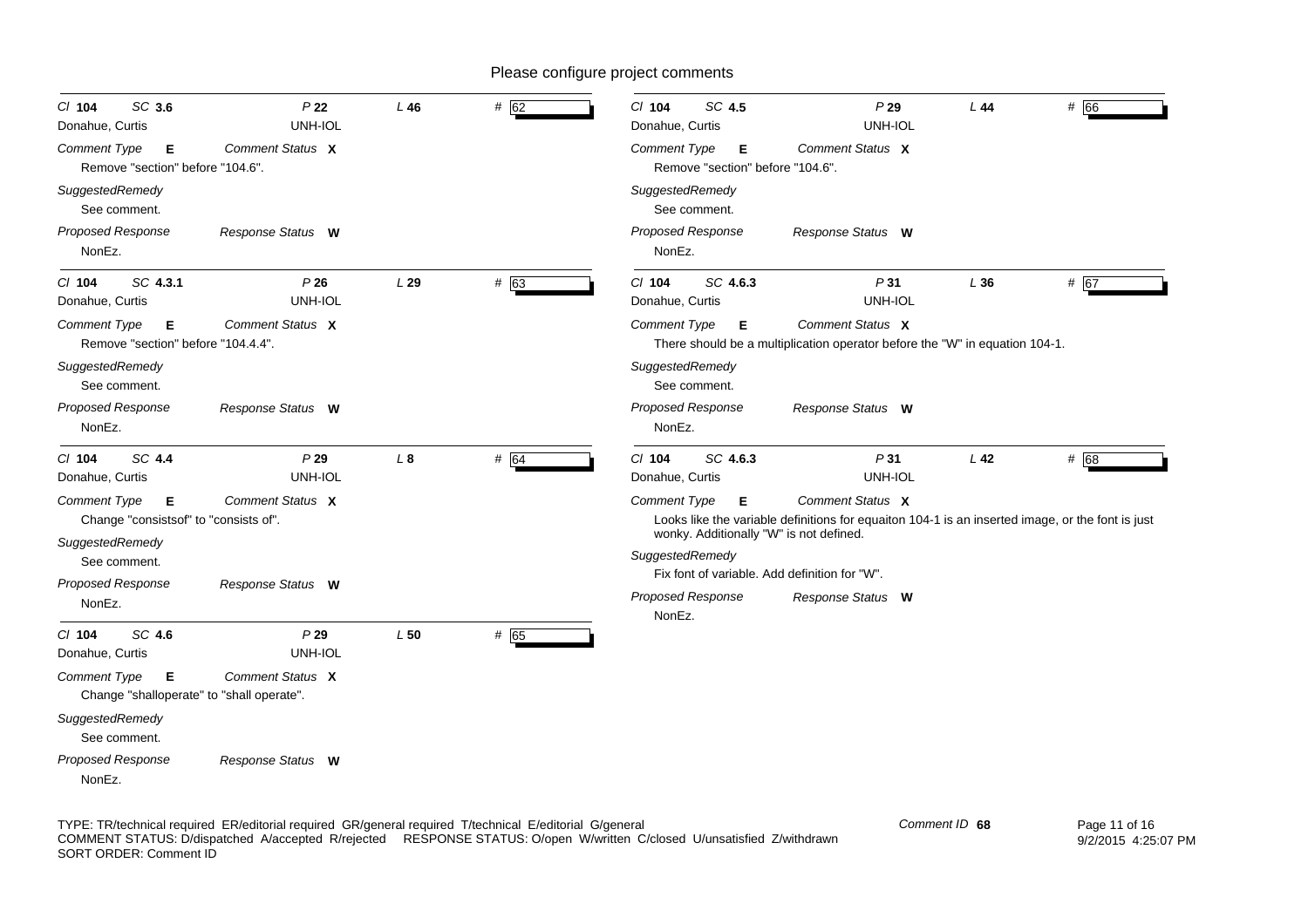Please configure project comments

---

**Cl** 104 **SC** 3.6 **P** 22 **L** 46 **#** 62

Donahue, Curtis — UNH-IOL

*Comment Type* **E** *Comment Status* **X**

Remove "section" before "104.6".

*SuggestedRemedy*

See comment.

*Proposed Response* *Response Status* **W**

NonEz.

---

**Cl** 104 **SC** 4.3.1 **P** 26 **L** 29 **#** 63

Donahue, Curtis — UNH-IOL

*Comment Type* **E** *Comment Status* **X**

Remove "section" before "104.4.4".

*SuggestedRemedy*

See comment.

*Proposed Response* *Response Status* **W**

NonEz.

---

**Cl** 104 **SC** 4.4 **P** 29 **L** 8 **#** 64

Donahue, Curtis — UNH-IOL

*Comment Type* **E** *Comment Status* **X**

Change "consistsof" to "consists of".

*SuggestedRemedy*

See comment.

*Proposed Response* *Response Status* **W**

NonEz.

---

**Cl** 104 **SC** 4.6 **P** 29 **L** 50 **#** 65

Donahue, Curtis — UNH-IOL

*Comment Type* **E** *Comment Status* **X**

Change "shalloperate" to "shall operate".

*SuggestedRemedy*

See comment.

*Proposed Response* *Response Status* **W**

NonEz.

---

**Cl** 104 **SC** 4.5 **P** 29 **L** 44 **#** 66

Donahue, Curtis — UNH-IOL

*Comment Type* **E** *Comment Status* **X**

Remove "section" before "104.6".

*SuggestedRemedy*

See comment.

*Proposed Response* *Response Status* **W**

NonEz.

---

**Cl** 104 **SC** 4.6.3 **P** 31 **L** 36 **#** 67

Donahue, Curtis — UNH-IOL

*Comment Type* **E** *Comment Status* **X**

There should be a multiplication operator before the "W" in equation 104-1.

*SuggestedRemedy*

See comment.

*Proposed Response* *Response Status* **W**

NonEz.

---

**Cl** 104 **SC** 4.6.3 **P** 31 **L** 42 **#** 68

Donahue, Curtis — UNH-IOL

*Comment Type* **E** *Comment Status* **X**

Looks like the variable definitions for equaiton 104-1 is an inserted image, or the font is just wonky. Additionally "W" is not defined.

*SuggestedRemedy*

Fix font of variable. Add definition for "W".

*Proposed Response* *Response Status* **W**

NonEz.

---

TYPE: TR/technical required ER/editorial required GR/general required T/technical E/editorial G/general
COMMENT STATUS: D/dispatched A/accepted R/rejected RESPONSE STATUS: O/open W/written C/closed U/unsatisfied Z/withdrawn
SORT ORDER: Comment ID

Comment ID 68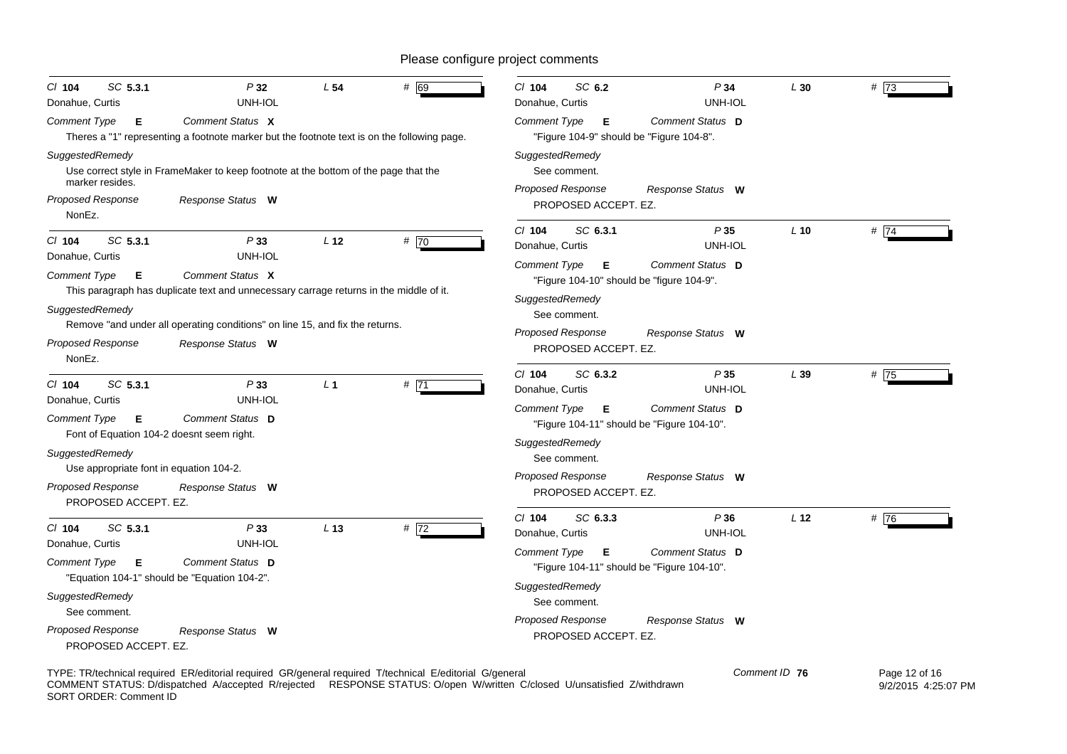Please configure project comments

**Cl** 104 **SC** 5.3.1 **P** 32 **L** 54 **#** 69

Donahue, Curtis UNH-IOL

*Comment Type* **E** *Comment Status* **X**

Theres a "1" representing a footnote marker but the footnote text is on the following page.

*SuggestedRemedy*

Use correct style in FrameMaker to keep footnote at the bottom of the page that the marker resides.

*Proposed Response* *Response Status* **W**

NonEz.

---

**Cl** 104 **SC** 5.3.1 **P** 33 **L** 12 **#** 70

Donahue, Curtis UNH-IOL

*Comment Type* **E** *Comment Status* **X**

This paragraph has duplicate text and unnecessary carrage returns in the middle of it.

*SuggestedRemedy*

Remove "and under all operating conditions" on line 15, and fix the returns.

*Proposed Response* *Response Status* **W**

NonEz.

---

**Cl** 104 **SC** 5.3.1 **P** 33 **L** 1 **#** 71

Donahue, Curtis UNH-IOL

*Comment Type* **E** *Comment Status* **D**

Font of Equation 104-2 doesnt seem right.

*SuggestedRemedy*

Use appropriate font in equation 104-2.

*Proposed Response* *Response Status* **W**

PROPOSED ACCEPT. EZ.

---

**Cl** 104 **SC** 5.3.1 **P** 33 **L** 13 **#** 72

Donahue, Curtis UNH-IOL

*Comment Type* **E** *Comment Status* **D**

"Equation 104-1" should be "Equation 104-2".

*SuggestedRemedy*

See comment.

*Proposed Response* *Response Status* **W**

PROPOSED ACCEPT. EZ.

---

**Cl** 104 **SC** 6.2 **P** 34 **L** 30 **#** 73

Donahue, Curtis UNH-IOL

*Comment Type* **E** *Comment Status* **D**

"Figure 104-9" should be "Figure 104-8".

*SuggestedRemedy*

See comment.

*Proposed Response* *Response Status* **W**

PROPOSED ACCEPT. EZ.

---

**Cl** 104 **SC** 6.3.1 **P** 35 **L** 10 **#** 74

Donahue, Curtis UNH-IOL

*Comment Type* **E** *Comment Status* **D**

"Figure 104-10" should be "figure 104-9".

*SuggestedRemedy*

See comment.

*Proposed Response* *Response Status* **W**

PROPOSED ACCEPT. EZ.

---

**Cl** 104 **SC** 6.3.2 **P** 35 **L** 39 **#** 75

Donahue, Curtis UNH-IOL

*Comment Type* **E** *Comment Status* **D**

"Figure 104-11" should be "Figure 104-10".

*SuggestedRemedy*

See comment.

*Proposed Response* *Response Status* **W**

PROPOSED ACCEPT. EZ.

---

**Cl** 104 **SC** 6.3.3 **P** 36 **L** 12 **#** 76

Donahue, Curtis UNH-IOL

*Comment Type* **E** *Comment Status* **D**

"Figure 104-11" should be "Figure 104-10".

*SuggestedRemedy*

See comment.

*Proposed Response* *Response Status* **W**

PROPOSED ACCEPT. EZ.

---

TYPE: TR/technical required ER/editorial required GR/general required T/technical E/editorial G/general
COMMENT STATUS: D/dispatched A/accepted R/rejected RESPONSE STATUS: O/open W/written C/closed U/unsatisfied Z/withdrawn
SORT ORDER: Comment ID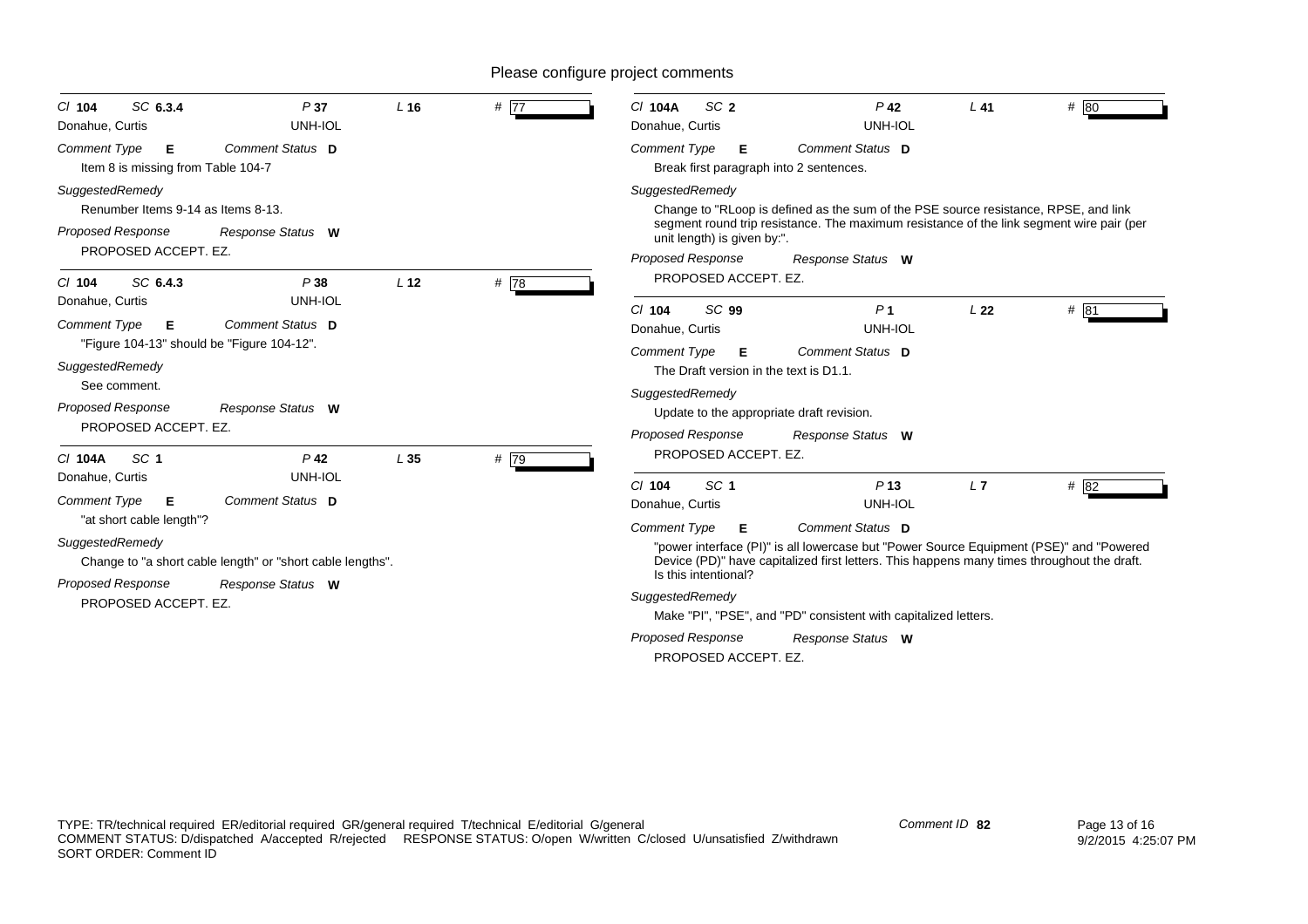Please configure project comments

**Cl 104 SC 6.3.4 P 37 L 16 # 77**
Donahue, Curtis — UNH-IOL

*Comment Type* **E** *Comment Status* **D**
Item 8 is missing from Table 104-7

*SuggestedRemedy*
Renumber Items 9-14 as Items 8-13.

*Proposed Response* *Response Status* **W**
PROPOSED ACCEPT. EZ.

---

**Cl 104 SC 6.4.3 P 38 L 12 # 78**
Donahue, Curtis — UNH-IOL

*Comment Type* **E** *Comment Status* **D**
"Figure 104-13" should be "Figure 104-12".

*SuggestedRemedy*
See comment.

*Proposed Response* *Response Status* **W**
PROPOSED ACCEPT. EZ.

---

**Cl 104A SC 1 P 42 L 35 # 79**
Donahue, Curtis — UNH-IOL

*Comment Type* **E** *Comment Status* **D**
"at short cable length"?

*SuggestedRemedy*
Change to "a short cable length" or "short cable lengths".

*Proposed Response* *Response Status* **W**
PROPOSED ACCEPT. EZ.

---

**Cl 104A SC 2 P 42 L 41 # 80**
Donahue, Curtis — UNH-IOL

*Comment Type* **E** *Comment Status* **D**
Break first paragraph into 2 sentences.

*SuggestedRemedy*
Change to "RLoop is defined as the sum of the PSE source resistance, RPSE, and link segment round trip resistance. The maximum resistance of the link segment wire pair (per unit length) is given by:".

*Proposed Response* *Response Status* **W**
PROPOSED ACCEPT. EZ.

---

**Cl 104 SC 99 P 1 L 22 # 81**
Donahue, Curtis — UNH-IOL

*Comment Type* **E** *Comment Status* **D**
The Draft version in the text is D1.1.

*SuggestedRemedy*
Update to the appropriate draft revision.

*Proposed Response* *Response Status* **W**
PROPOSED ACCEPT. EZ.

---

**Cl 104 SC 1 P 13 L 7 # 82**
Donahue, Curtis — UNH-IOL

*Comment Type* **E** *Comment Status* **D**
"power interface (PI)" is all lowercase but "Power Source Equipment (PSE)" and "Powered Device (PD)" have capitalized first letters. This happens many times throughout the draft. Is this intentional?

*SuggestedRemedy*
Make "PI", "PSE", and "PD" consistent with capitalized letters.

*Proposed Response* *Response Status* **W**
PROPOSED ACCEPT. EZ.

---

TYPE: TR/technical required ER/editorial required GR/general required T/technical E/editorial G/general
COMMENT STATUS: D/dispatched A/accepted R/rejected RESPONSE STATUS: O/open W/written C/closed U/unsatisfied Z/withdrawn
SORT ORDER: Comment ID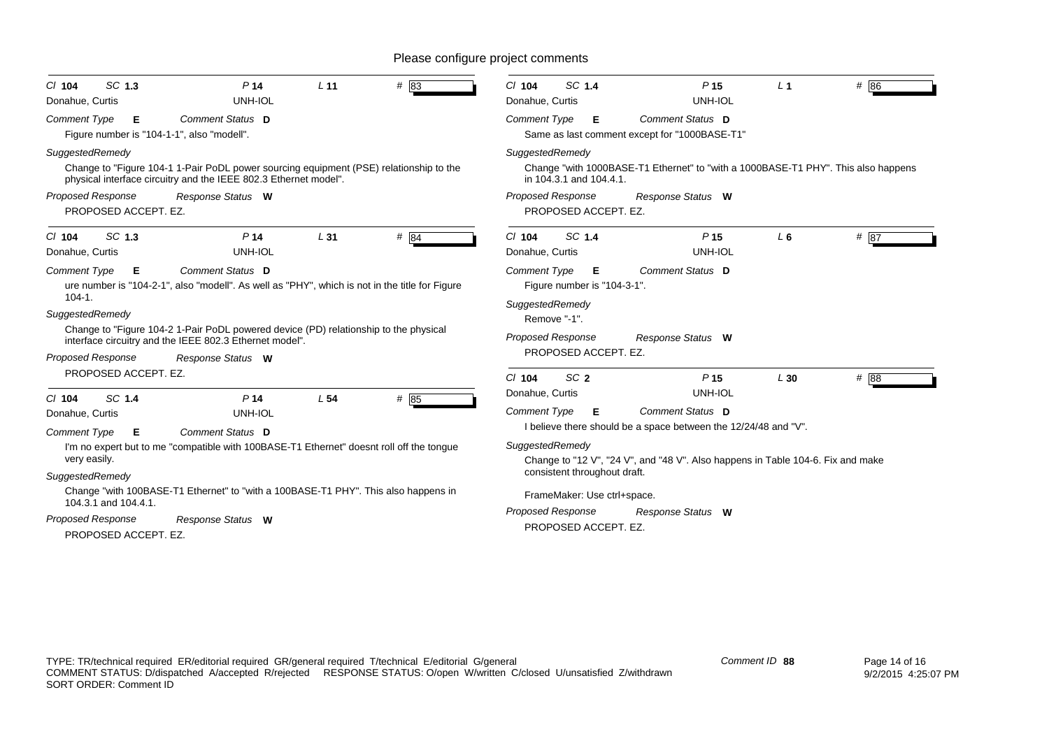# Please configure project comments

**Cl** 104 **SC** 1.3 **P** 14 **L** 11 **#** 83

Donahue, Curtis — UNH-IOL

*Comment Type* **E** *Comment Status* **D**

Figure number is "104-1-1", also "modell".

*SuggestedRemedy*

Change to "Figure 104-1 1-Pair PoDL power sourcing equipment (PSE) relationship to the physical interface circuitry and the IEEE 802.3 Ethernet model".

*Proposed Response* *Response Status* **W**

PROPOSED ACCEPT. EZ.

---

**Cl** 104 **SC** 1.3 **P** 14 **L** 31 **#** 84

Donahue, Curtis — UNH-IOL

*Comment Type* **E** *Comment Status* **D**

ure number is "104-2-1", also "modell". As well as "PHY", which is not in the title for Figure 104-1.

*SuggestedRemedy*

Change to "Figure 104-2 1-Pair PoDL powered device (PD) relationship to the physical interface circuitry and the IEEE 802.3 Ethernet model".

*Proposed Response* *Response Status* **W**

PROPOSED ACCEPT. EZ.

---

**Cl** 104 **SC** 1.4 **P** 14 **L** 54 **#** 85

Donahue, Curtis — UNH-IOL

*Comment Type* **E** *Comment Status* **D**

I'm no expert but to me "compatible with 100BASE-T1 Ethernet" doesnt roll off the tongue very easily.

*SuggestedRemedy*

Change "with 100BASE-T1 Ethernet" to "with a 100BASE-T1 PHY". This also happens in 104.3.1 and 104.4.1.

*Proposed Response* *Response Status* **W**

PROPOSED ACCEPT. EZ.

---

**Cl** 104 **SC** 1.4 **P** 15 **L** 1 **#** 86

Donahue, Curtis — UNH-IOL

*Comment Type* **E** *Comment Status* **D**

Same as last comment except for "1000BASE-T1"

*SuggestedRemedy*

Change "with 1000BASE-T1 Ethernet" to "with a 1000BASE-T1 PHY". This also happens in 104.3.1 and 104.4.1.

*Proposed Response* *Response Status* **W**

PROPOSED ACCEPT. EZ.

---

**Cl** 104 **SC** 1.4 **P** 15 **L** 6 **#** 87

Donahue, Curtis — UNH-IOL

*Comment Type* **E** *Comment Status* **D**

Figure number is "104-3-1".

*SuggestedRemedy*

Remove "-1".

*Proposed Response* *Response Status* **W**

PROPOSED ACCEPT. EZ.

---

**Cl** 104 **SC** 2 **P** 15 **L** 30 **#** 88

Donahue, Curtis — UNH-IOL

*Comment Type* **E** *Comment Status* **D**

I believe there should be a space between the 12/24/48 and "V".

*SuggestedRemedy*

Change to "12 V", "24 V", and "48 V". Also happens in Table 104-6. Fix and make consistent throughout draft.

FrameMaker: Use ctrl+space.

*Proposed Response* *Response Status* **W**

PROPOSED ACCEPT. EZ.

---

TYPE: TR/technical required ER/editorial required GR/general required T/technical E/editorial G/general
COMMENT STATUS: D/dispatched A/accepted R/rejected RESPONSE STATUS: O/open W/written C/closed U/unsatisfied Z/withdrawn
SORT ORDER: Comment ID

Comment ID 88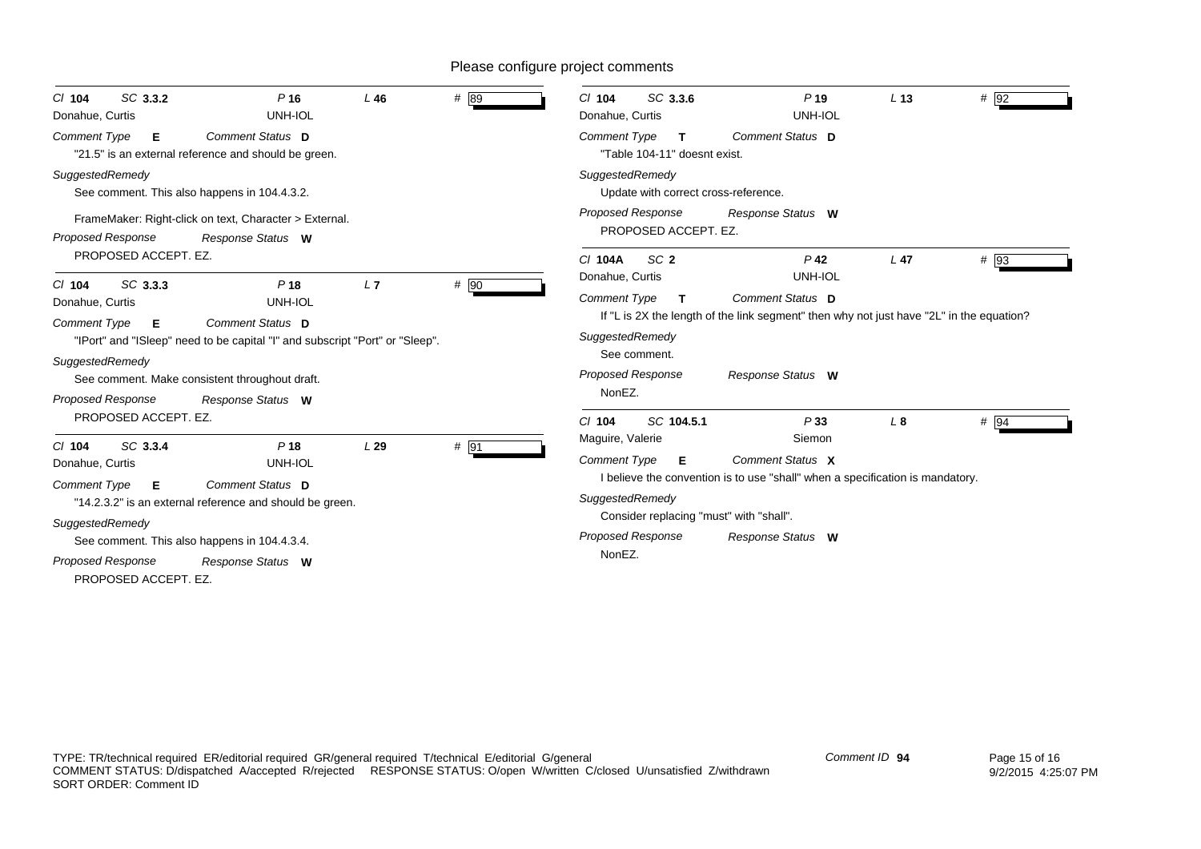Please configure project comments

---

**Cl** 104 **SC** 3.3.2 **P** 16 **L** 46 **#** 89

Donahue, Curtis — UNH-IOL

*Comment Type* **E** *Comment Status* **D**

"21.5" is an external reference and should be green.

*SuggestedRemedy*

See comment. This also happens in 104.4.3.2.

FrameMaker: Right-click on text, Character > External.

*Proposed Response* *Response Status* **W**

PROPOSED ACCEPT. EZ.

---

**Cl** 104 **SC** 3.3.3 **P** 18 **L** 7 **#** 90

Donahue, Curtis — UNH-IOL

*Comment Type* **E** *Comment Status* **D**

"IPort" and "ISleep" need to be capital "I" and subscript "Port" or "Sleep".

*SuggestedRemedy*

See comment. Make consistent throughout draft.

*Proposed Response* *Response Status* **W**

PROPOSED ACCEPT. EZ.

---

**Cl** 104 **SC** 3.3.4 **P** 18 **L** 29 **#** 91

Donahue, Curtis — UNH-IOL

*Comment Type* **E** *Comment Status* **D**

"14.2.3.2" is an external reference and should be green.

*SuggestedRemedy*

See comment. This also happens in 104.4.3.4.

*Proposed Response* *Response Status* **W**

PROPOSED ACCEPT. EZ.

---

**Cl** 104 **SC** 3.3.6 **P** 19 **L** 13 **#** 92

Donahue, Curtis — UNH-IOL

*Comment Type* **T** *Comment Status* **D**

"Table 104-11" doesnt exist.

*SuggestedRemedy*

Update with correct cross-reference.

*Proposed Response* *Response Status* **W**

PROPOSED ACCEPT. EZ.

---

**Cl** 104A **SC** 2 **P** 42 **L** 47 **#** 93

Donahue, Curtis — UNH-IOL

*Comment Type* **T** *Comment Status* **D**

If "L is 2X the length of the link segment" then why not just have "2L" in the equation?

*SuggestedRemedy*

See comment.

*Proposed Response* *Response Status* **W**

NonEZ.

---

**Cl** 104 **SC** 104.5.1 **P** 33 **L** 8 **#** 94

Maguire, Valerie — Siemon

*Comment Type* **E** *Comment Status* **X**

I believe the convention is to use "shall" when a specification is mandatory.

*SuggestedRemedy*

Consider replacing "must" with "shall".

*Proposed Response* *Response Status* **W**

NonEZ.

---

TYPE: TR/technical required ER/editorial required GR/general required T/technical E/editorial G/general
COMMENT STATUS: D/dispatched A/accepted R/rejected RESPONSE STATUS: O/open W/written C/closed U/unsatisfied Z/withdrawn
SORT ORDER: Comment ID

Comment ID **94**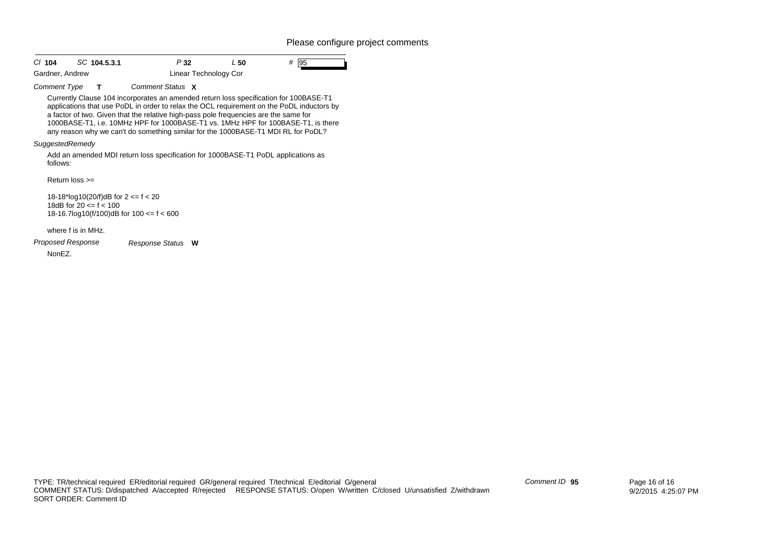Please configure project comments

| Cl 104 | SC 104.5.3.1 | P 32 | L 50 | # 95 |
|---|---|---|---|---|

Gardner, Andrew — Linear Technology Cor

*Comment Type* **T** *Comment Status* **X**

Currently Clause 104 incorporates an amended return loss specification for 100BASE-T1 applications that use PoDL in order to relax the OCL requirement on the PoDL inductors by a factor of two. Given that the relative high-pass pole frequencies are the same for 1000BASE-T1, i.e. 10MHz HPF for 1000BASE-T1 vs. 1MHz HPF for 100BASE-T1, is there any reason why we can't do something similar for the 1000BASE-T1 MDI RL for PoDL?

*SuggestedRemedy*

Add an amended MDI return loss specification for 1000BASE-T1 PoDL applications as follows:

Return loss >=

18-18*log10(20/f)dB for 2 <= f < 20
18dB for 20 <= f < 100
18-16.7log10(f/100)dB for 100 <= f < 600

where f is in MHz.

*Proposed Response* *Response Status* **W**

NonEZ.

TYPE: TR/technical required ER/editorial required GR/general required T/technical E/editorial G/general
COMMENT STATUS: D/dispatched A/accepted R/rejected RESPONSE STATUS: O/open W/written C/closed U/unsatisfied Z/withdrawn
SORT ORDER: Comment ID

Comment ID **95**

9/2/2015 4:25:07 PM